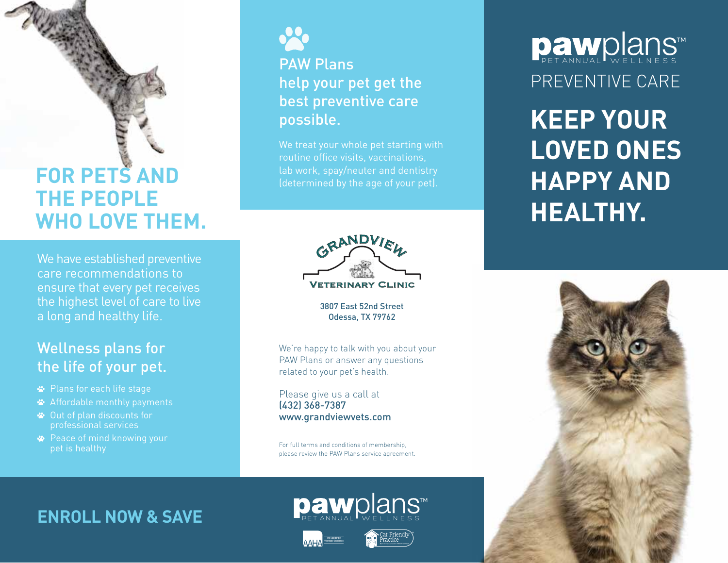# FOR PETS AND THE PEOPLE WHO LOVE THEM.

We have established preventive care recommendations to ensure that every pet receives the highest level of care to live a long and healthy life.

## Wellness plans for the life of your pet.

- Plans for each life stage
- Affordable monthly payments
- Out of plan discounts for professional services
- Peace of mind knowing your pet is healthy

## ENROLL NOW & SAVE

## PAW Plans help your pet get the best preventive care possible.

We treat your whole pet starting with routine office visits, vaccinations, lab work, spay/neuter and dentistry (determined by the age of your pet).

GRANDVIEW VETERINARY CLINIC

3807 East 52nd Street
Odessa, TX 79762

We're happy to talk with you about your PAW Plans or answer any questions related to your pet's health.

Please give us a call at
(432) 368-7387
www.grandviewvets.com

For full terms and conditions of membership, please review the PAW Plans service agreement.

pawplans™ PET ANNUAL WELLNESS

AAHA The Standard of Veterinary Excellence

Cat Friendly Practice

pawplans™ PET ANNUAL WELLNESS

PREVENTIVE CARE

# KEEP YOUR LOVED ONES HAPPY AND HEALTHY.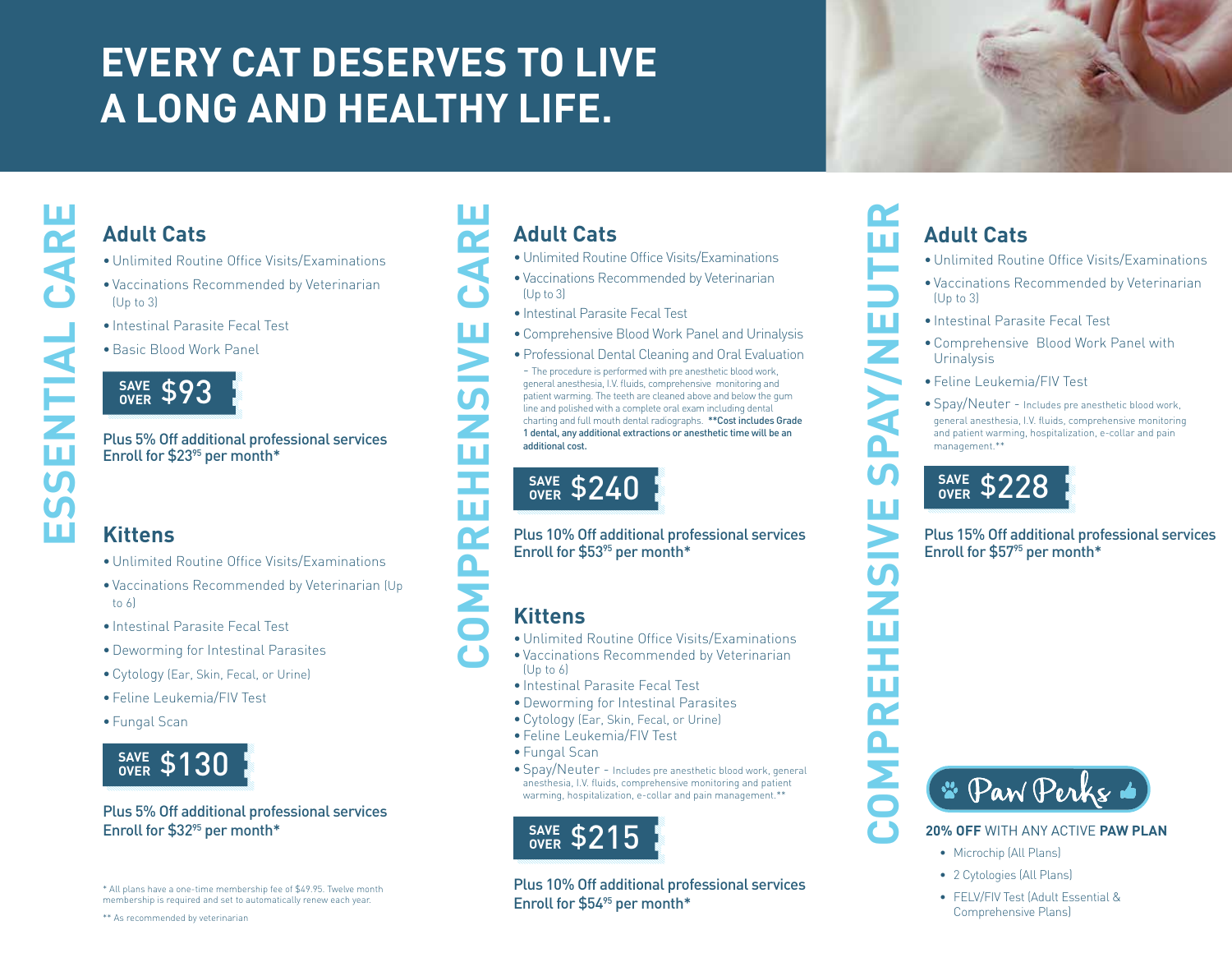# EVERY CAT DESERVES TO LIVE A LONG AND HEALTHY LIFE.

## ESSENTIAL CARE

### Adult Cats

- Unlimited Routine Office Visits/Examinations
- Vaccinations Recommended by Veterinarian (Up to 3)
- Intestinal Parasite Fecal Test
- Basic Blood Work Panel

**SAVE OVER $93**

Plus 5% Off additional professional services
Enroll for $23.95 per month*

### Kittens

- Unlimited Routine Office Visits/Examinations
- Vaccinations Recommended by Veterinarian (Up to 6)
- Intestinal Parasite Fecal Test
- Deworming for Intestinal Parasites
- Cytology (Ear, Skin, Fecal, or Urine)
- Feline Leukemia/FIV Test
- Fungal Scan

**SAVE OVER $130**

Plus 5% Off additional professional services
Enroll for $32.95 per month*

## COMPREHENSIVE CARE

### Adult Cats

- Unlimited Routine Office Visits/Examinations
- Vaccinations Recommended by Veterinarian (Up to 3)
- Intestinal Parasite Fecal Test
- Comprehensive Blood Work Panel and Urinalysis
- Professional Dental Cleaning and Oral Evaluation – The procedure is performed with pre anesthetic blood work, general anesthesia, I.V. fluids, comprehensive monitoring and patient warming. The teeth are cleaned above and below the gum line and polished with a complete oral exam including dental charting and full mouth dental radiographs. **Cost includes Grade 1 dental, any additional extractions or anesthetic time will be an additional cost.**

**SAVE OVER $240**

Plus 10% Off additional professional services
Enroll for $53.95 per month*

### Kittens

- Unlimited Routine Office Visits/Examinations
- Vaccinations Recommended by Veterinarian (Up to 6)
- Intestinal Parasite Fecal Test
- Deworming for Intestinal Parasites
- Cytology (Ear, Skin, Fecal, or Urine)
- Feline Leukemia/FIV Test
- Fungal Scan
- Spay/Neuter - Includes pre anesthetic blood work, general anesthesia, I.V. fluids, comprehensive monitoring and patient warming, hospitalization, e-collar and pain management.**

**SAVE OVER $215**

Plus 10% Off additional professional services
Enroll for $54.95 per month*

## COMPREHENSIVE SPAY/NEUTER

### Adult Cats

- Unlimited Routine Office Visits/Examinations
- Vaccinations Recommended by Veterinarian (Up to 3)
- Intestinal Parasite Fecal Test
- Comprehensive Blood Work Panel with Urinalysis
- Feline Leukemia/FIV Test
- Spay/Neuter - Includes pre anesthetic blood work, general anesthesia, I.V. fluids, comprehensive monitoring and patient warming, hospitalization, e-collar and pain management.**

**SAVE OVER $228**

Plus 15% Off additional professional services
Enroll for $57.95 per month*

## Paw Perks

**20% OFF** WITH ANY ACTIVE **PAW PLAN**

- Microchip (All Plans)
- 2 Cytologies (All Plans)
- FELV/FIV Test (Adult Essential & Comprehensive Plans)

* All plans have a one-time membership fee of $49.95. Twelve month membership is required and set to automatically renew each year.

** As recommended by veterinarian